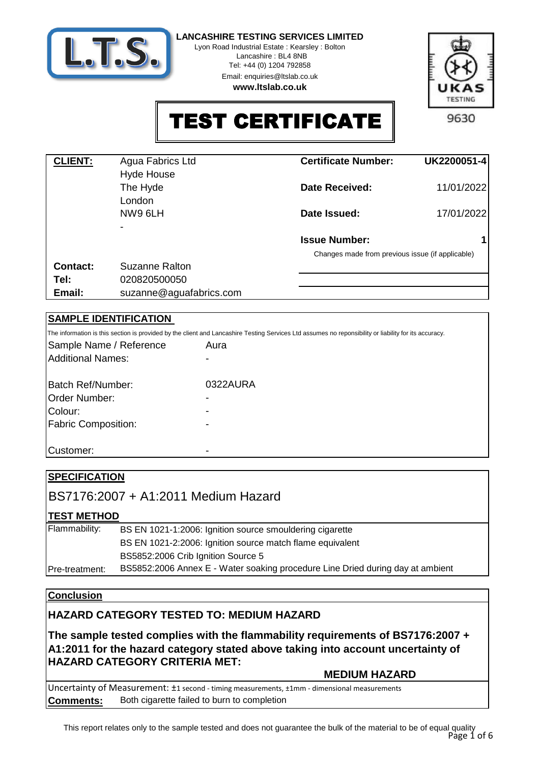**LANCASHIRE TESTING SERVICES LIMITED**
Lyon Road Industrial Estate : Kearsley : Bolton
Lancashire : BL4 8NB
Tel: +44 (0) 1204 792858
Email: enquiries@ltslab.co.uk
**www.ltslab.co.uk**

UKAS TESTING 9630

# TEST CERTIFICATE

| **CLIENT:** | Agua Fabrics Ltd | **Certificate Number:** | **UK2200051-4** |
|---|---|---|---|
| | Hyde House | | |
| | The Hyde | **Date Received:** | 11/01/2022 |
| | London | | |
| | NW9 6LH | **Date Issued:** | 17/01/2022 |
| | - | | |
| | | **Issue Number:** | **1** |
| | | Changes made from previous issue (if applicable) | |
| **Contact:** | Suzanne Ralton | | |
| **Tel:** | 020820500050 | | |
| **Email:** | suzanne@aguafabrics.com | | |

## SAMPLE IDENTIFICATION

The information is this section is provided by the client and Lancashire Testing Services Ltd assumes no reponisbility or liability for its accuracy.

| | |
|---|---|
| Sample Name / Reference | Aura |
| Additional Names: | - |
| Batch Ref/Number: | 0322AURA |
| Order Number: | - |
| Colour: | - |
| Fabric Composition: | - |
| Customer: | - |

## SPECIFICATION

BS7176:2007 + A1:2011 Medium Hazard

## TEST METHOD

| | |
|---|---|
| Flammability: | BS EN 1021-1:2006: Ignition source smouldering cigarette |
| | BS EN 1021-2:2006: Ignition source match flame equivalent |
| | BS5852:2006 Crib Ignition Source 5 |
| Pre-treatment: | BS5852:2006 Annex E - Water soaking procedure Line Dried during day at ambient |

## Conclusion

**HAZARD CATEGORY TESTED TO: MEDIUM HAZARD**

**The sample tested complies with the flammability requirements of BS7176:2007 + A1:2011 for the hazard category stated above taking into account uncertainty of HAZARD CATEGORY CRITERIA MET:**

**MEDIUM HAZARD**

Uncertainty of Measurement: ±1 second - timing measurements, ±1mm - dimensional measurements

**Comments:** Both cigarette failed to burn to completion

This report relates only to the sample tested and does not guarantee the bulk of the material to be of equal quality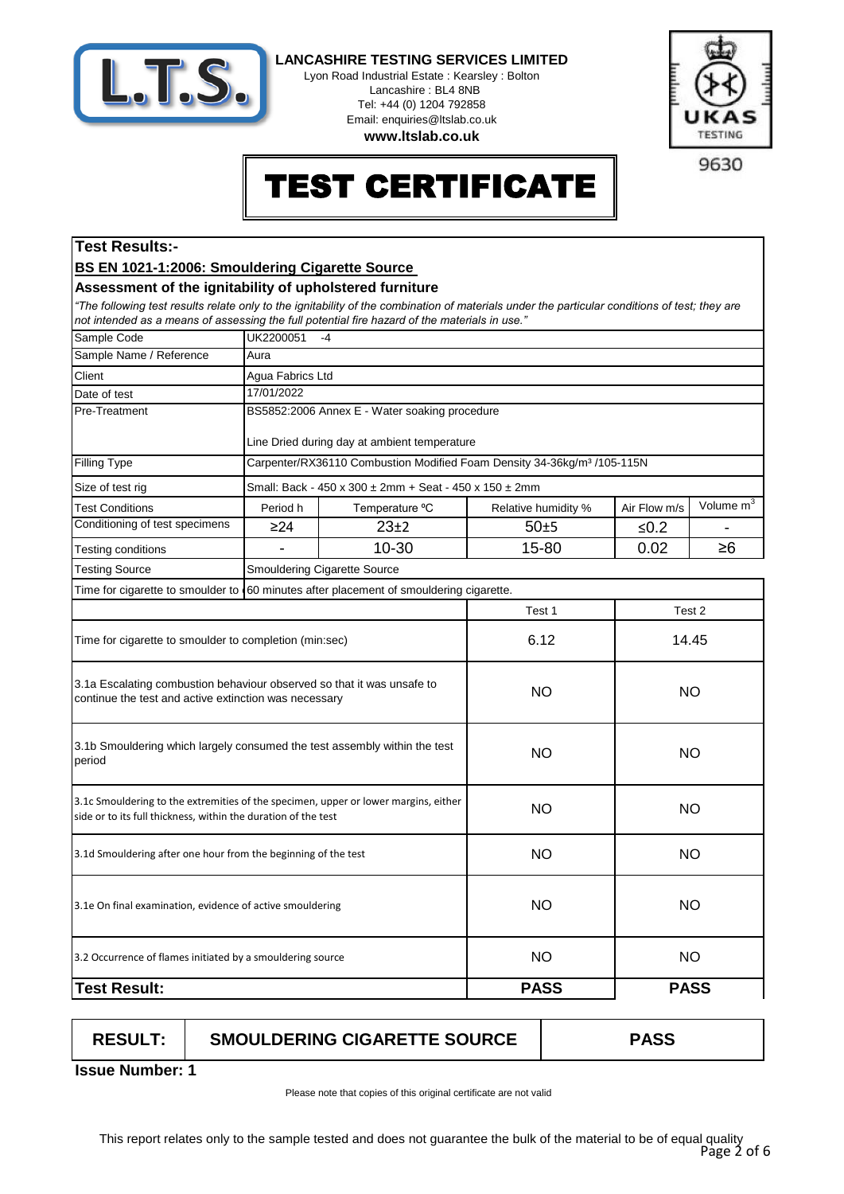**LANCASHIRE TESTING SERVICES LIMITED**
Lyon Road Industrial Estate : Kearsley : Bolton
Lancashire : BL4 8NB
Tel: +44 (0) 1204 792858
Email: enquiries@ltslab.co.uk
**www.ltslab.co.uk**

UKAS TESTING 9630

# TEST CERTIFICATE

## Test Results:-

### BS EN 1021-1:2006: Smouldering Cigarette Source

### Assessment of the ignitability of upholstered furniture

*"The following test results relate only to the ignitability of the combination of materials under the particular conditions of test; they are not intended as a means of assessing the full potential fire hazard of the materials in use."*

| | | | | | |
|---|---|---|---|---|---|
| Sample Code | UK2200051 -4 | | | | |
| Sample Name / Reference | Aura | | | | |
| Client | Agua Fabrics Ltd | | | | |
| Date of test | 17/01/2022 | | | | |
| Pre-Treatment | BS5852:2006 Annex E - Water soaking procedure<br><br>Line Dried during day at ambient temperature | | | | |
| Filling Type | Carpenter/RX36110 Combustion Modified Foam Density 34-36kg/m³ /105-115N | | | | |
| Size of test rig | Small: Back - 450 x 300 ± 2mm + Seat - 450 x 150 ± 2mm | | | | |
| Test Conditions | Period h | Temperature ºC | Relative humidity % | Air Flow m/s | Volume m³ |
| Conditioning of test specimens | ≥24 | 23±2 | 50±5 | ≤0.2 | - |
| Testing conditions | - | 10-30 | 15-80 | 0.02 | ≥6 |
| Testing Source | Smouldering Cigarette Source | | | | |
| Time for cigarette to smoulder to | 60 minutes after placement of smouldering cigarette. | | | | |

| | Test 1 | Test 2 |
|---|---|---|
| Time for cigarette to smoulder to completion (min:sec) | 6.12 | 14.45 |
| 3.1a Escalating combustion behaviour observed so that it was unsafe to continue the test and active extinction was necessary | NO | NO |
| 3.1b Smouldering which largely consumed the test assembly within the test period | NO | NO |
| 3.1c Smouldering to the extremities of the specimen, upper or lower margins, either side or to its full thickness, within the duration of the test | NO | NO |
| 3.1d Smouldering after one hour from the beginning of the test | NO | NO |
| 3.1e On final examination, evidence of active smouldering | NO | NO |
| 3.2 Occurrence of flames initiated by a smouldering source | NO | NO |
| **Test Result:** | **PASS** | **PASS** |

| **RESULT:** | **SMOULDERING CIGARETTE SOURCE** | **PASS** |
|---|---|---|

**Issue Number: 1**

Please note that copies of this original certificate are not valid

This report relates only to the sample tested and does not guarantee the bulk of the material to be of equal quality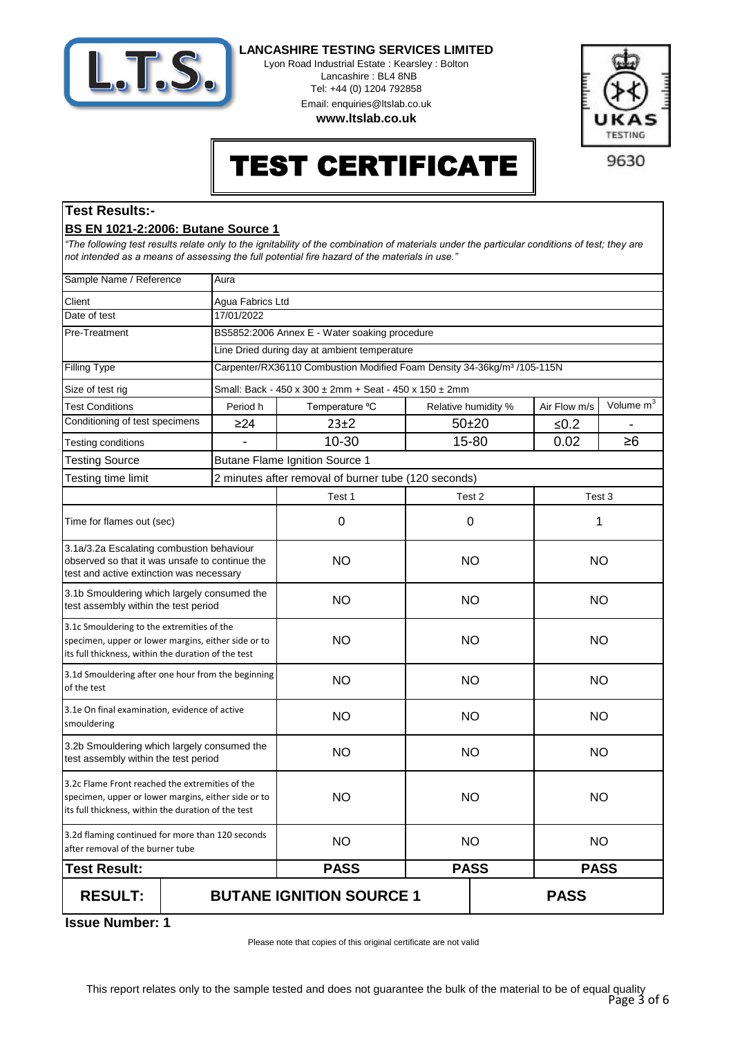**LANCASHIRE TESTING SERVICES LIMITED**

Lyon Road Industrial Estate : Kearsley : Bolton
Lancashire : BL4 8NB
Tel: +44 (0) 1204 792858
Email: enquiries@ltslab.co.uk
**www.ltslab.co.uk**

UKAS TESTING 9630

# TEST CERTIFICATE

## Test Results:-

### BS EN 1021-2:2006: Butane Source 1

*"The following test results relate only to the ignitability of the combination of materials under the particular conditions of test; they are not intended as a means of assessing the full potential fire hazard of the materials in use."*

| | | | | | |
|---|---|---|---|---|---|
| Sample Name / Reference | Aura | | | | |
| Client | Agua Fabrics Ltd | | | | |
| Date of test | 17/01/2022 | | | | |
| Pre-Treatment | BS5852:2006 Annex E - Water soaking procedure | | | | |
| | Line Dried during day at ambient temperature | | | | |
| Filling Type | Carpenter/RX36110 Combustion Modified Foam Density 34-36kg/m³ /105-115N | | | | |
| Size of test rig | Small: Back - 450 x 300 ± 2mm + Seat - 450 x 150 ± 2mm | | | | |
| Test Conditions | Period h | Temperature ºC | Relative humidity % | Air Flow m/s | Volume m³ |
| Conditioning of test specimens | ≥24 | 23±2 | 50±20 | ≤0.2 | - |
| Testing conditions | - | 10-30 | 15-80 | 0.02 | ≥6 |
| Testing Source | Butane Flame Ignition Source 1 | | | | |
| Testing time limit | 2 minutes after removal of burner tube (120 seconds) | | | | |

| | Test 1 | Test 2 | Test 3 |
|---|---|---|---|
| Time for flames out (sec) | 0 | 0 | 1 |
| 3.1a/3.2a Escalating combustion behaviour observed so that it was unsafe to continue the test and active extinction was necessary | NO | NO | NO |
| 3.1b Smouldering which largely consumed the test assembly within the test period | NO | NO | NO |
| 3.1c Smouldering to the extremities of the specimen, upper or lower margins, either side or to its full thickness, within the duration of the test | NO | NO | NO |
| 3.1d Smouldering after one hour from the beginning of the test | NO | NO | NO |
| 3.1e On final examination, evidence of active smouldering | NO | NO | NO |
| 3.2b Smouldering which largely consumed the test assembly within the test period | NO | NO | NO |
| 3.2c Flame Front reached the extremities of the specimen, upper or lower margins, either side or to its full thickness, within the duration of the test | NO | NO | NO |
| 3.2d flaming continued for more than 120 seconds after removal of the burner tube | NO | NO | NO |
| **Test Result:** | **PASS** | **PASS** | **PASS** |

| **RESULT:** | **BUTANE IGNITION SOURCE 1** | **PASS** |
|---|---|---|

**Issue Number: 1**

Please note that copies of this original certificate are not valid

This report relates only to the sample tested and does not guarantee the bulk of the material to be of equal quality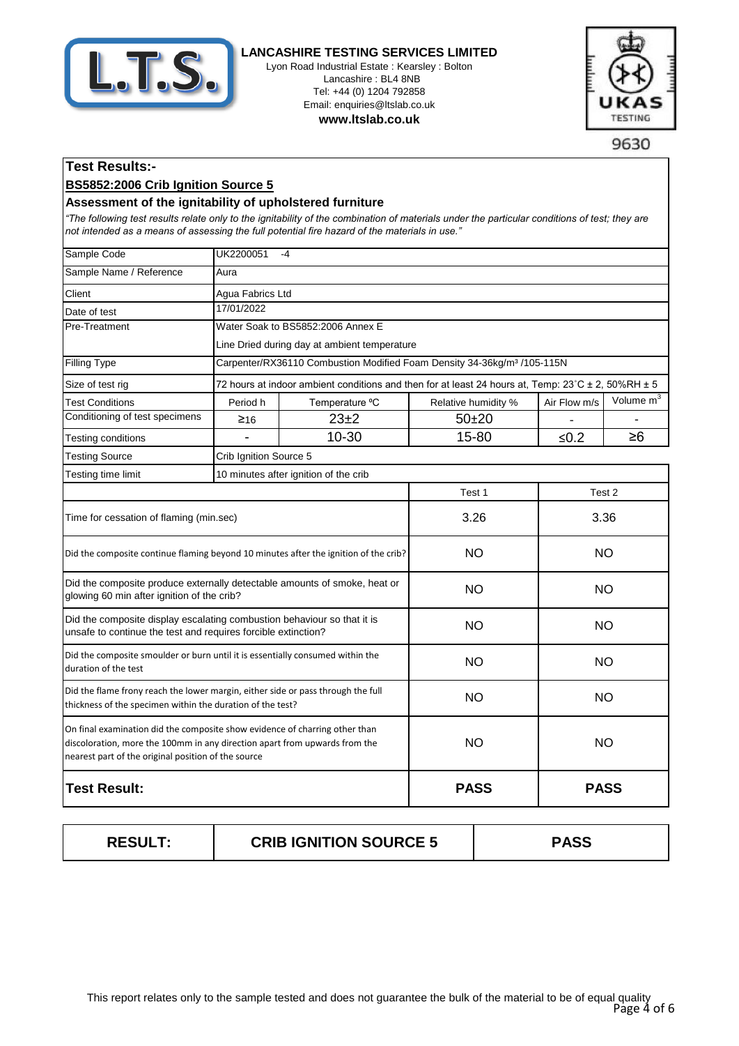**LANCASHIRE TESTING SERVICES LIMITED**
Lyon Road Industrial Estate : Kearsley : Bolton
Lancashire : BL4 8NB
Tel: +44 (0) 1204 792858
Email: enquiries@ltslab.co.uk
**www.ltslab.co.uk**

UKAS TESTING 9630

## Test Results:-

**BS5852:2006 Crib Ignition Source 5**

### Assessment of the ignitability of upholstered furniture

*"The following test results relate only to the ignitability of the combination of materials under the particular conditions of test; they are not intended as a means of assessing the full potential fire hazard of the materials in use."*

| | | | | | |
|---|---|---|---|---|---|
| Sample Code | UK2200051 -4 | | | | |
| Sample Name / Reference | Aura | | | | |
| Client | Agua Fabrics Ltd | | | | |
| Date of test | 17/01/2022 | | | | |
| Pre-Treatment | Water Soak to BS5852:2006 Annex E<br>Line Dried during day at ambient temperature | | | | |
| Filling Type | Carpenter/RX36110 Combustion Modified Foam Density 34-36kg/m³ /105-115N | | | | |
| Size of test rig | 72 hours at indoor ambient conditions and then for at least 24 hours at, Temp: 23˚C ± 2, 50%RH ± 5 | | | | |
| Test Conditions | Period h | Temperature ºC | Relative humidity % | Air Flow m/s | Volume $m^3$ |
| Conditioning of test specimens | ≥16 | 23±2 | 50±20 | - | - |
| Testing conditions | - | 10-30 | 15-80 | ≤0.2 | ≥6 |
| Testing Source | Crib Ignition Source 5 | | | | |
| Testing time limit | 10 minutes after ignition of the crib | | | | |

| | Test 1 | Test 2 |
|---|---|---|
| Time for cessation of flaming (min.sec) | 3.26 | 3.36 |
| Did the composite continue flaming beyond 10 minutes after the ignition of the crib? | NO | NO |
| Did the composite produce externally detectable amounts of smoke, heat or glowing 60 min after ignition of the crib? | NO | NO |
| Did the composite display escalating combustion behaviour so that it is unsafe to continue the test and requires forcible extinction? | NO | NO |
| Did the composite smoulder or burn until it is essentially consumed within the duration of the test | NO | NO |
| Did the flame frony reach the lower margin, either side or pass through the full thickness of the specimen within the duration of the test? | NO | NO |
| On final examination did the composite show evidence of charring other than discoloration, more the 100mm in any direction apart from upwards from the nearest part of the original position of the source | NO | NO |
| **Test Result:** | **PASS** | **PASS** |

| **RESULT:** | **CRIB IGNITION SOURCE 5** | **PASS** |
|---|---|---|

This report relates only to the sample tested and does not guarantee the bulk of the material to be of equal quality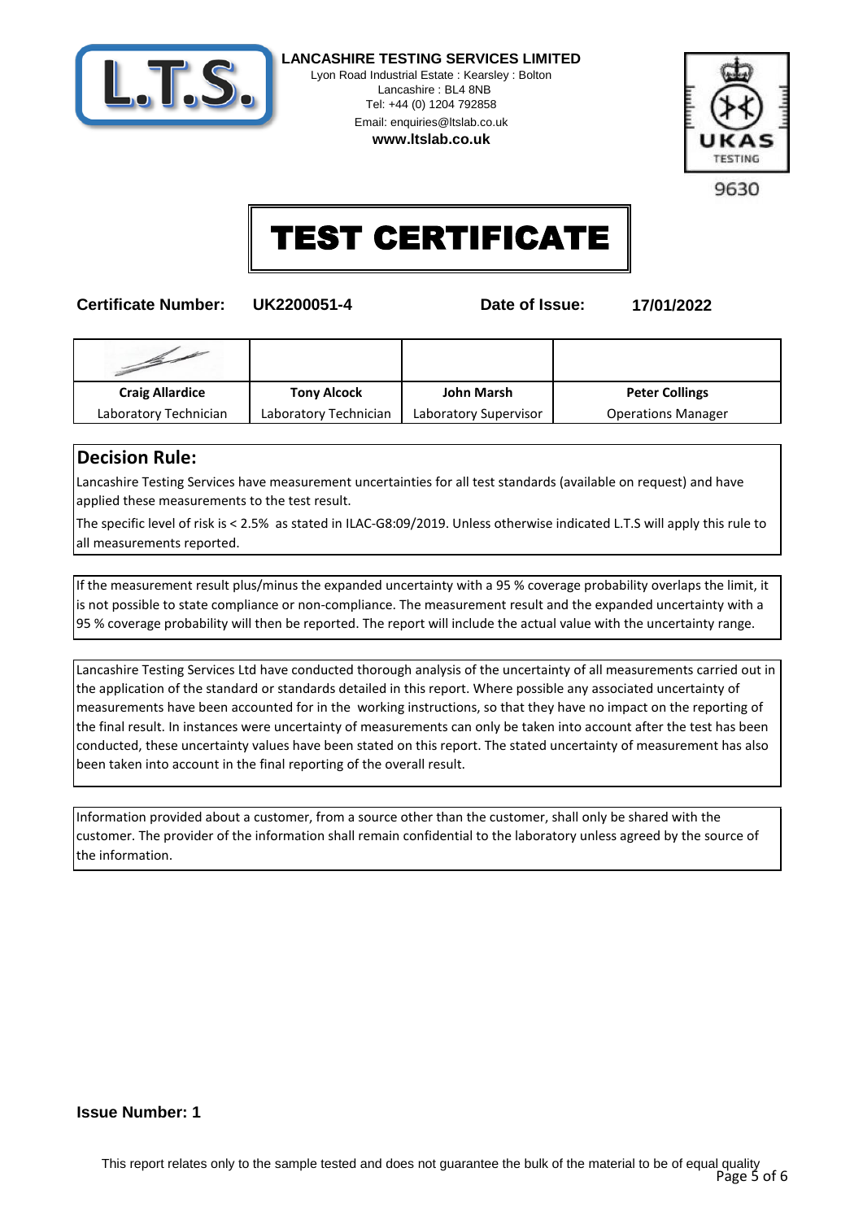**LANCASHIRE TESTING SERVICES LIMITED**
Lyon Road Industrial Estate : Kearsley : Bolton
Lancashire : BL4 8NB
Tel: +44 (0) 1204 792858
Email: enquiries@ltslab.co.uk
**www.ltslab.co.uk**

UKAS TESTING 9630

# TEST CERTIFICATE

**Certificate Number:** **UK2200051-4** **Date of Issue:** **17/01/2022**

| | | | |
|---|---|---|---|
| **Craig Allardice** | **Tony Alcock** | **John Marsh** | **Peter Collings** |
| Laboratory Technician | Laboratory Technician | Laboratory Supervisor | Operations Manager |

## Decision Rule:

Lancashire Testing Services have measurement uncertainties for all test standards (available on request) and have applied these measurements to the test result.

The specific level of risk is < 2.5% as stated in ILAC-G8:09/2019. Unless otherwise indicated L.T.S will apply this rule to all measurements reported.

If the measurement result plus/minus the expanded uncertainty with a 95 % coverage probability overlaps the limit, it is not possible to state compliance or non-compliance. The measurement result and the expanded uncertainty with a 95 % coverage probability will then be reported. The report will include the actual value with the uncertainty range.

Lancashire Testing Services Ltd have conducted thorough analysis of the uncertainty of all measurements carried out in the application of the standard or standards detailed in this report. Where possible any associated uncertainty of measurements have been accounted for in the working instructions, so that they have no impact on the reporting of the final result. In instances were uncertainty of measurements can only be taken into account after the test has been conducted, these uncertainty values have been stated on this report. The stated uncertainty of measurement has also been taken into account in the final reporting of the overall result.

Information provided about a customer, from a source other than the customer, shall only be shared with the customer. The provider of the information shall remain confidential to the laboratory unless agreed by the source of the information.

**Issue Number: 1**

This report relates only to the sample tested and does not guarantee the bulk of the material to be of equal quality